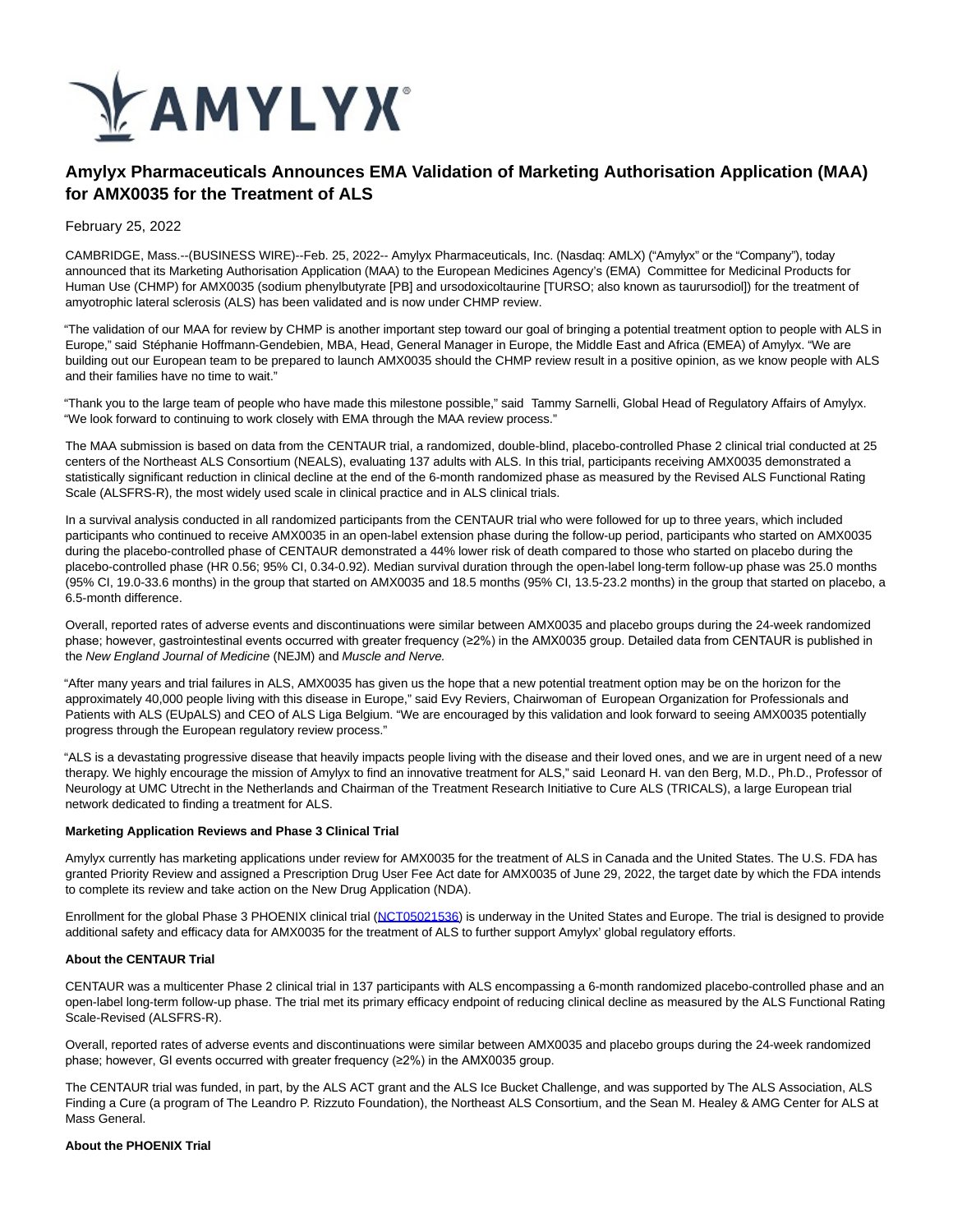# Amylyx Pharmaceuticals Announces EMA Validation of Marketing Authorisation Application (MAA) for AMX0035 for the Treatment of ALS

February 25, 2022

CAMBRIDGE, Mass.--(BUSINESS WIRE)--Feb. 25, 2022-- Amylyx Pharmaceuticals, Inc. (Nasdaq: AMLX) ("Amylyx" or the "Company"), today announced that its Marketing Authorisation Application (MAA) to the European Medicines Agency's (EMA) Committee for Medicinal Products for Human Use (CHMP) for AMX0035 (sodium phenylbutyrate [PB] and ursodoxicoltaurine [TURSO; also known as taurursodiol]) for the treatment of amyotrophic lateral sclerosis (ALS) has been validated and is now under CHMP review.

"The validation of our MAA for review by CHMP is another important step toward our goal of bringing a potential treatment option to people with ALS in Europe," said Stéphanie Hoffmann-Gendebien, MBA, Head, General Manager in Europe, the Middle East and Africa (EMEA) of Amylyx. "We are building out our European team to be prepared to launch AMX0035 should the CHMP review result in a positive opinion, as we know people with ALS and their families have no time to wait."

"Thank you to the large team of people who have made this milestone possible," said Tammy Sarnelli, Global Head of Regulatory Affairs of Amylyx. "We look forward to continuing to work closely with EMA through the MAA review process."

The MAA submission is based on data from the CENTAUR trial, a randomized, double-blind, placebo-controlled Phase 2 clinical trial conducted at 25 centers of the Northeast ALS Consortium (NEALS), evaluating 137 adults with ALS. In this trial, participants receiving AMX0035 demonstrated a statistically significant reduction in clinical decline at the end of the 6-month randomized phase as measured by the Revised ALS Functional Rating Scale (ALSFRS-R), the most widely used scale in clinical practice and in ALS clinical trials.

In a survival analysis conducted in all randomized participants from the CENTAUR trial who were followed for up to three years, which included participants who continued to receive AMX0035 in an open-label extension phase during the follow-up period, participants who started on AMX0035 during the placebo-controlled phase of CENTAUR demonstrated a 44% lower risk of death compared to those who started on placebo during the placebo-controlled phase (HR 0.56; 95% CI, 0.34-0.92). Median survival duration through the open-label long-term follow-up phase was 25.0 months (95% CI, 19.0-33.6 months) in the group that started on AMX0035 and 18.5 months (95% CI, 13.5-23.2 months) in the group that started on placebo, a 6.5-month difference.

Overall, reported rates of adverse events and discontinuations were similar between AMX0035 and placebo groups during the 24-week randomized phase; however, gastrointestinal events occurred with greater frequency (≥2%) in the AMX0035 group. Detailed data from CENTAUR is published in the *New England Journal of Medicine* (NEJM) and *Muscle and Nerve.*

"After many years and trial failures in ALS, AMX0035 has given us the hope that a new potential treatment option may be on the horizon for the approximately 40,000 people living with this disease in Europe," said Evy Reviers, Chairwoman of European Organization for Professionals and Patients with ALS (EUpALS) and CEO of ALS Liga Belgium. "We are encouraged by this validation and look forward to seeing AMX0035 potentially progress through the European regulatory review process."

"ALS is a devastating progressive disease that heavily impacts people living with the disease and their loved ones, and we are in urgent need of a new therapy. We highly encourage the mission of Amylyx to find an innovative treatment for ALS," said Leonard H. van den Berg, M.D., Ph.D., Professor of Neurology at UMC Utrecht in the Netherlands and Chairman of the Treatment Research Initiative to Cure ALS (TRICALS), a large European trial network dedicated to finding a treatment for ALS.

**Marketing Application Reviews and Phase 3 Clinical Trial**

Amylyx currently has marketing applications under review for AMX0035 for the treatment of ALS in Canada and the United States. The U.S. FDA has granted Priority Review and assigned a Prescription Drug User Fee Act date for AMX0035 of June 29, 2022, the target date by which the FDA intends to complete its review and take action on the New Drug Application (NDA).

Enrollment for the global Phase 3 PHOENIX clinical trial (NCT05021536) is underway in the United States and Europe. The trial is designed to provide additional safety and efficacy data for AMX0035 for the treatment of ALS to further support Amylyx' global regulatory efforts.

**About the CENTAUR Trial**

CENTAUR was a multicenter Phase 2 clinical trial in 137 participants with ALS encompassing a 6-month randomized placebo-controlled phase and an open-label long-term follow-up phase. The trial met its primary efficacy endpoint of reducing clinical decline as measured by the ALS Functional Rating Scale-Revised (ALSFRS-R).

Overall, reported rates of adverse events and discontinuations were similar between AMX0035 and placebo groups during the 24-week randomized phase; however, GI events occurred with greater frequency (≥2%) in the AMX0035 group.

The CENTAUR trial was funded, in part, by the ALS ACT grant and the ALS Ice Bucket Challenge, and was supported by The ALS Association, ALS Finding a Cure (a program of The Leandro P. Rizzuto Foundation), the Northeast ALS Consortium, and the Sean M. Healey & AMG Center for ALS at Mass General.

**About the PHOENIX Trial**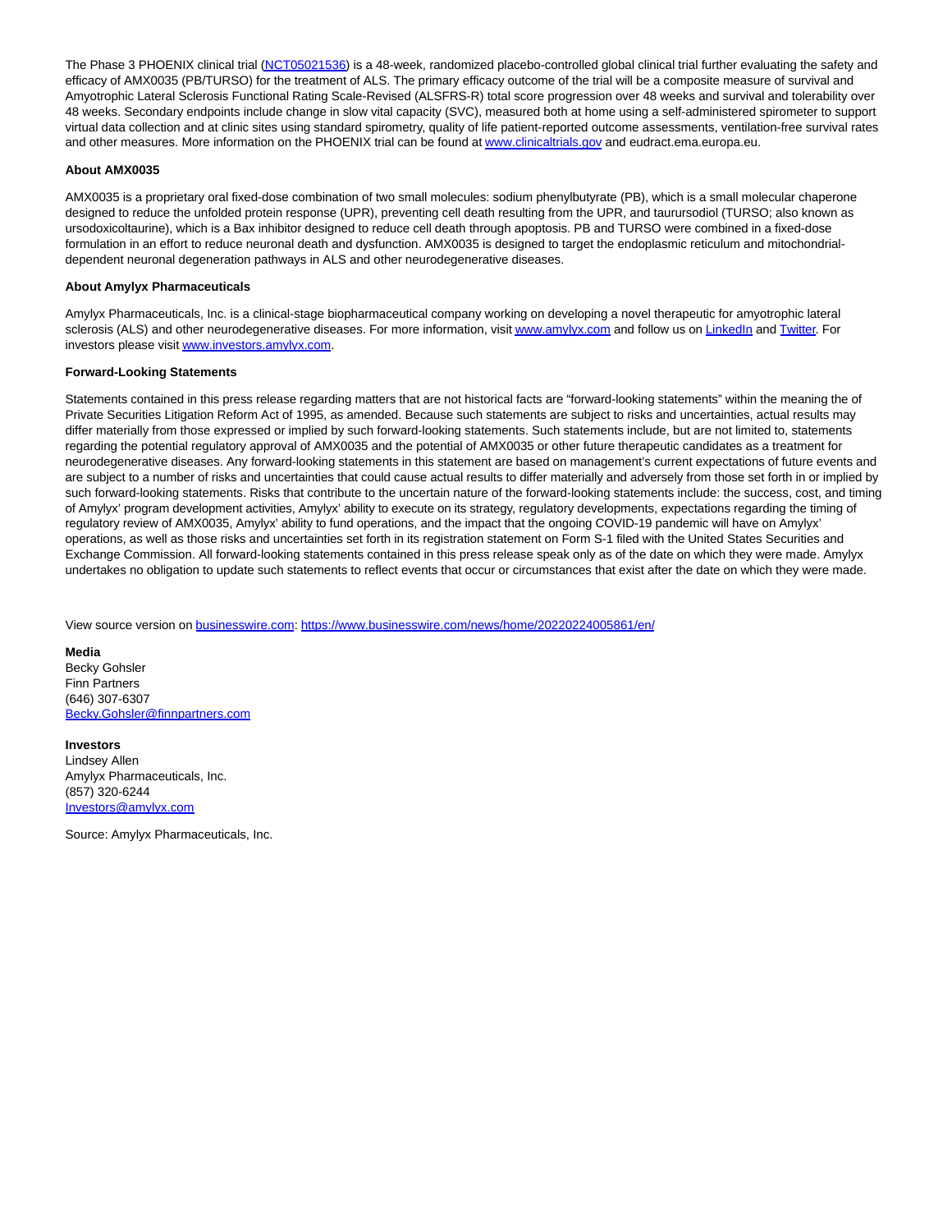The Phase 3 PHOENIX clinical trial (NCT05021536) is a 48-week, randomized placebo-controlled global clinical trial further evaluating the safety and efficacy of AMX0035 (PB/TURSO) for the treatment of ALS. The primary efficacy outcome of the trial will be a composite measure of survival and Amyotrophic Lateral Sclerosis Functional Rating Scale-Revised (ALSFRS-R) total score progression over 48 weeks and survival and tolerability over 48 weeks. Secondary endpoints include change in slow vital capacity (SVC), measured both at home using a self-administered spirometer to support virtual data collection and at clinic sites using standard spirometry, quality of life patient-reported outcome assessments, ventilation-free survival rates and other measures. More information on the PHOENIX trial can be found at www.clinicaltrials.gov and eudract.ema.europa.eu.

**About AMX0035**

AMX0035 is a proprietary oral fixed-dose combination of two small molecules: sodium phenylbutyrate (PB), which is a small molecular chaperone designed to reduce the unfolded protein response (UPR), preventing cell death resulting from the UPR, and taurursodiol (TURSO; also known as ursodoxicoltaurine), which is a Bax inhibitor designed to reduce cell death through apoptosis. PB and TURSO were combined in a fixed-dose formulation in an effort to reduce neuronal death and dysfunction. AMX0035 is designed to target the endoplasmic reticulum and mitochondrial-dependent neuronal degeneration pathways in ALS and other neurodegenerative diseases.

**About Amylyx Pharmaceuticals**

Amylyx Pharmaceuticals, Inc. is a clinical-stage biopharmaceutical company working on developing a novel therapeutic for amyotrophic lateral sclerosis (ALS) and other neurodegenerative diseases. For more information, visit www.amylyx.com and follow us on LinkedIn and Twitter. For investors please visit www.investors.amylyx.com.

**Forward-Looking Statements**

Statements contained in this press release regarding matters that are not historical facts are "forward-looking statements" within the meaning the of Private Securities Litigation Reform Act of 1995, as amended. Because such statements are subject to risks and uncertainties, actual results may differ materially from those expressed or implied by such forward-looking statements. Such statements include, but are not limited to, statements regarding the potential regulatory approval of AMX0035 and the potential of AMX0035 or other future therapeutic candidates as a treatment for neurodegenerative diseases. Any forward-looking statements in this statement are based on management's current expectations of future events and are subject to a number of risks and uncertainties that could cause actual results to differ materially and adversely from those set forth in or implied by such forward-looking statements. Risks that contribute to the uncertain nature of the forward-looking statements include: the success, cost, and timing of Amylyx' program development activities, Amylyx' ability to execute on its strategy, regulatory developments, expectations regarding the timing of regulatory review of AMX0035, Amylyx' ability to fund operations, and the impact that the ongoing COVID-19 pandemic will have on Amylyx' operations, as well as those risks and uncertainties set forth in its registration statement on Form S-1 filed with the United States Securities and Exchange Commission. All forward-looking statements contained in this press release speak only as of the date on which they were made. Amylyx undertakes no obligation to update such statements to reflect events that occur or circumstances that exist after the date on which they were made.

View source version on businesswire.com: https://www.businesswire.com/news/home/20220224005861/en/

**Media**
Becky Gohsler
Finn Partners
(646) 307-6307
Becky.Gohsler@finnpartners.com

**Investors**
Lindsey Allen
Amylyx Pharmaceuticals, Inc.
(857) 320-6244
Investors@amylyx.com

Source: Amylyx Pharmaceuticals, Inc.